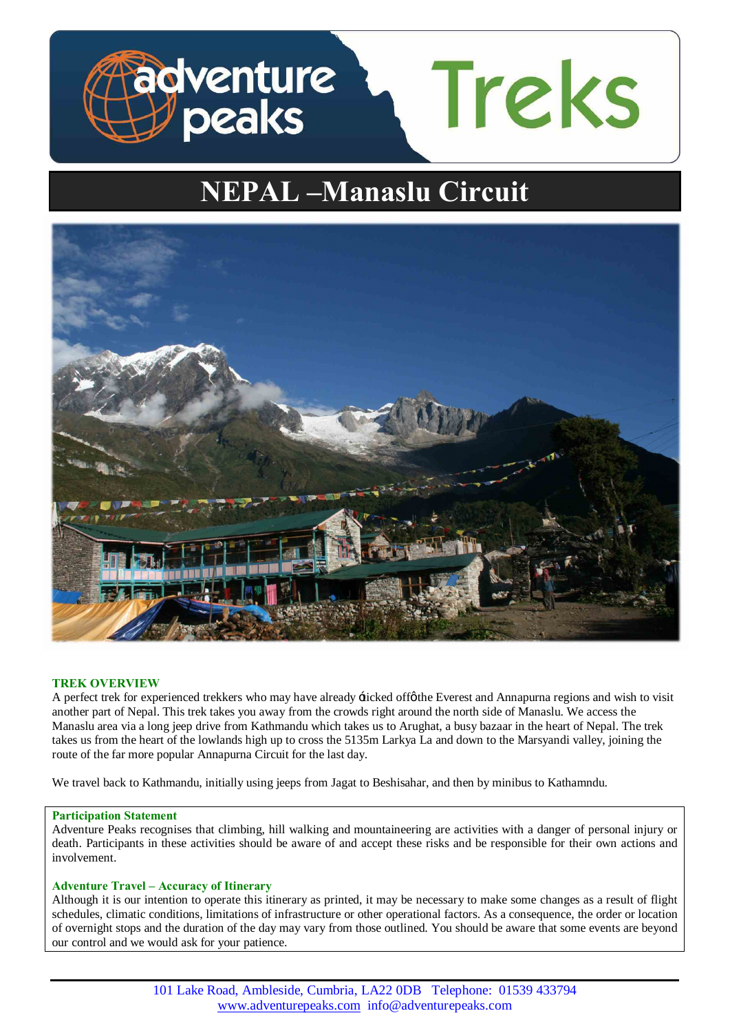# adventure peaks Treks

# NEPAL –Manaslu Circuit

## TREK OVERVIEW

A perfect trek for experienced trekkers who may have already 'ticked off' the Everest and Annapurna regions and wish to visit another part of Nepal. This trek takes you away from the crowds right around the north side of Manaslu. We access the Manaslu area via a long jeep drive from Kathmandu which takes us to Arughat, a busy bazaar in the heart of Nepal. The trek takes us from the heart of the lowlands high up to cross the 5135m Larkya La and down to the Marsyandi valley, joining the route of the far more popular Annapurna Circuit for the last day.

We travel back to Kathmandu, initially using jeeps from Jagat to Beshisahar, and then by minibus to Kathamndu.

### Participation Statement

Adventure Peaks recognises that climbing, hill walking and mountaineering are activities with a danger of personal injury or death. Participants in these activities should be aware of and accept these risks and be responsible for their own actions and involvement.

### Adventure Travel – Accuracy of Itinerary

Although it is our intention to operate this itinerary as printed, it may be necessary to make some changes as a result of flight schedules, climatic conditions, limitations of infrastructure or other operational factors. As a consequence, the order or location of overnight stops and the duration of the day may vary from those outlined. You should be aware that some events are beyond our control and we would ask for your patience.

101 Lake Road, Ambleside, Cumbria, LA22 0DB Telephone: 01539 433794
www.adventurepeaks.com info@adventurepeaks.com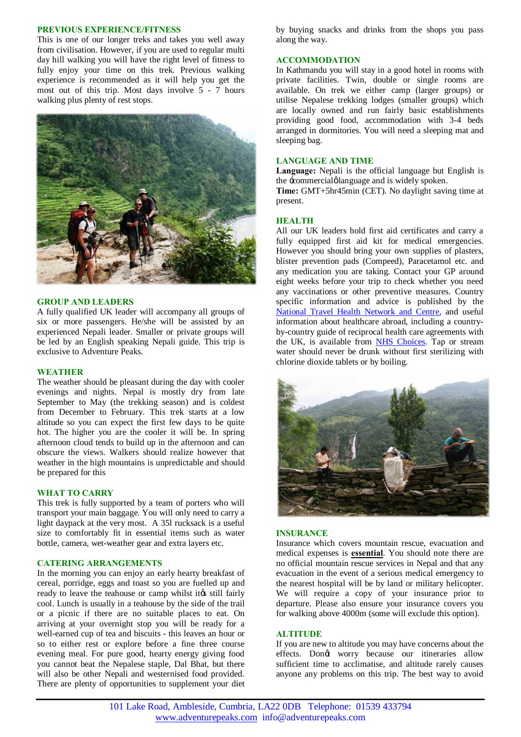## PREVIOUS EXPERIENCE/FITNESS

This is one of our longer treks and takes you well away from civilisation. However, if you are used to regular multi day hill walking you will have the right level of fitness to fully enjoy your time on this trek. Previous walking experience is recommended as it will help you get the most out of this trip. Most days involve 5 - 7 hours walking plus plenty of rest stops.

## GROUP AND LEADERS

A fully qualified UK leader will accompany all groups of six or more passengers. He/she will be assisted by an experienced Nepali leader. Smaller or private groups will be led by an English speaking Nepali guide. This trip is exclusive to Adventure Peaks.

## WEATHER

The weather should be pleasant during the day with cooler evenings and nights. Nepal is mostly dry from late September to May (the trekking season) and is coldest from December to February. This trek starts at a low altitude so you can expect the first few days to be quite hot. The higher you are the cooler it will be. In spring afternoon cloud tends to build up in the afternoon and can obscure the views. Walkers should realize however that weather in the high mountains is unpredictable and should be prepared for this

## WHAT TO CARRY

This trek is fully supported by a team of porters who will transport your main baggage. You will only need to carry a light daypack at the very most. A 35l rucksack is a useful size to comfortably fit in essential items such as water bottle, camera, wet-weather gear and extra layers etc.

## CATERING ARRANGEMENTS

In the morning you can enjoy an early hearty breakfast of cereal, porridge, eggs and toast so you are fuelled up and ready to leave the teahouse or camp whilst it's still fairly cool. Lunch is usually in a teahouse by the side of the trail or a picnic if there are no suitable places to eat. On arriving at your overnight stop you will be ready for a well-earned cup of tea and biscuits - this leaves an hour or so to either rest or explore before a fine three course evening meal. For pure good, hearty energy giving food you cannot beat the Nepalese staple, Dal Bhat, but there will also be other Nepali and westernised food provided. There are plenty of opportunities to supplement your diet by buying snacks and drinks from the shops you pass along the way.

## ACCOMMODATION

In Kathmandu you will stay in a good hotel in rooms with private facilities. Twin, double or single rooms are available. On trek we either camp (larger groups) or utilise Nepalese trekking lodges (smaller groups) which are locally owned and run fairly basic establishments providing good food, accommodation with 3-4 beds arranged in dormitories. You will need a sleeping mat and sleeping bag.

## LANGUAGE AND TIME

**Language:** Nepali is the official language but English is the 'commercial' language and is widely spoken.
**Time:** GMT+5hr45min (CET). No daylight saving time at present.

## HEALTH

All our UK leaders hold first aid certificates and carry a fully equipped first aid kit for medical emergencies. However you should bring your own supplies of plasters, blister prevention pads (Compeed), Paracetamol etc. and any medication you are taking. Contact your GP around eight weeks before your trip to check whether you need any vaccinations or other preventive measures. Country specific information and advice is published by the National Travel Health Network and Centre, and useful information about healthcare abroad, including a country-by-country guide of reciprocal health care agreements with the UK, is available from NHS Choices. Tap or stream water should never be drunk without first sterilizing with chlorine dioxide tablets or by boiling.

## INSURANCE

Insurance which covers mountain rescue, evacuation and medical expenses is **essential**. You should note there are no official mountain rescue services in Nepal and that any evacuation in the event of a serious medical emergency to the nearest hospital will be by land or military helicopter. We will require a copy of your insurance prior to departure. Please also ensure your insurance covers you for walking above 4000m (some will exclude this option).

## ALTITUDE

If you are new to altitude you may have concerns about the effects. Don't worry because our itineraries allow sufficient time to acclimatise, and altitude rarely causes anyone any problems on this trip. The best way to avoid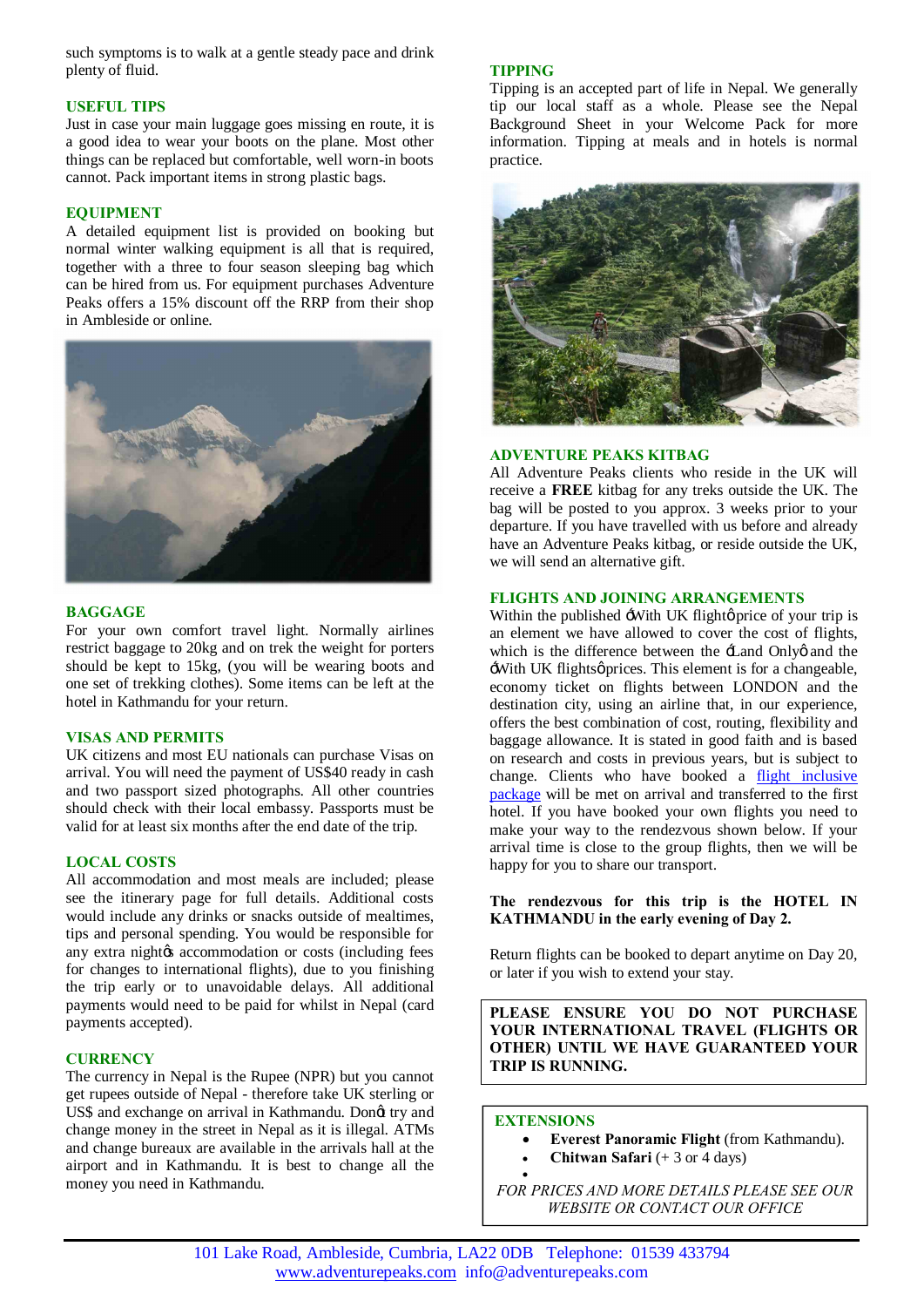such symptoms is to walk at a gentle steady pace and drink plenty of fluid.

### USEFUL TIPS

Just in case your main luggage goes missing en route, it is a good idea to wear your boots on the plane. Most other things can be replaced but comfortable, well worn-in boots cannot. Pack important items in strong plastic bags.

### EQUIPMENT

A detailed equipment list is provided on booking but normal winter walking equipment is all that is required, together with a three to four season sleeping bag which can be hired from us. For equipment purchases Adventure Peaks offers a 15% discount off the RRP from their shop in Ambleside or online.

### BAGGAGE

For your own comfort travel light. Normally airlines restrict baggage to 20kg and on trek the weight for porters should be kept to 15kg, (you will be wearing boots and one set of trekking clothes). Some items can be left at the hotel in Kathmandu for your return.

### VISAS AND PERMITS

UK citizens and most EU nationals can purchase Visas on arrival. You will need the payment of US$40 ready in cash and two passport sized photographs. All other countries should check with their local embassy. Passports must be valid for at least six months after the end date of the trip.

### LOCAL COSTS

All accommodation and most meals are included; please see the itinerary page for full details. Additional costs would include any drinks or snacks outside of mealtimes, tips and personal spending. You would be responsible for any extra night's accommodation or costs (including fees for changes to international flights), due to you finishing the trip early or to unavoidable delays. All additional payments would need to be paid for whilst in Nepal (card payments accepted).

### CURRENCY

The currency in Nepal is the Rupee (NPR) but you cannot get rupees outside of Nepal - therefore take UK sterling or US$ and exchange on arrival in Kathmandu. Don't try and change money in the street in Nepal as it is illegal. ATMs and change bureaux are available in the arrivals hall at the airport and in Kathmandu. It is best to change all the money you need in Kathmandu.

### TIPPING

Tipping is an accepted part of life in Nepal. We generally tip our local staff as a whole. Please see the Nepal Background Sheet in your Welcome Pack for more information. Tipping at meals and in hotels is normal practice.

### ADVENTURE PEAKS KITBAG

All Adventure Peaks clients who reside in the UK will receive a **FREE** kitbag for any treks outside the UK. The bag will be posted to you approx. 3 weeks prior to your departure. If you have travelled with us before and already have an Adventure Peaks kitbag, or reside outside the UK, we will send an alternative gift.

### FLIGHTS AND JOINING ARRANGEMENTS

Within the published 'With UK flight' price of your trip is an element we have allowed to cover the cost of flights, which is the difference between the 'Land Only' and the 'With UK flights' prices. This element is for a changeable, economy ticket on flights between LONDON and the destination city, using an airline that, in our experience, offers the best combination of cost, routing, flexibility and baggage allowance. It is stated in good faith and is based on research and costs in previous years, but is subject to change. Clients who have booked a flight inclusive package will be met on arrival and transferred to the first hotel. If you have booked your own flights you need to make your way to the rendezvous shown below. If your arrival time is close to the group flights, then we will be happy for you to share our transport.

**The rendezvous for this trip is the HOTEL IN KATHMANDU in the early evening of Day 2.**

Return flights can be booked to depart anytime on Day 20, or later if you wish to extend your stay.

**PLEASE ENSURE YOU DO NOT PURCHASE YOUR INTERNATIONAL TRAVEL (FLIGHTS OR OTHER) UNTIL WE HAVE GUARANTEED YOUR TRIP IS RUNNING.**

### EXTENSIONS

- **Everest Panoramic Flight** (from Kathmandu).
- **Chitwan Safari** (+ 3 or 4 days)

*FOR PRICES AND MORE DETAILS PLEASE SEE OUR WEBSITE OR CONTACT OUR OFFICE*

101 Lake Road, Ambleside, Cumbria, LA22 0DB Telephone: 01539 433794
www.adventurepeaks.com info@adventurepeaks.com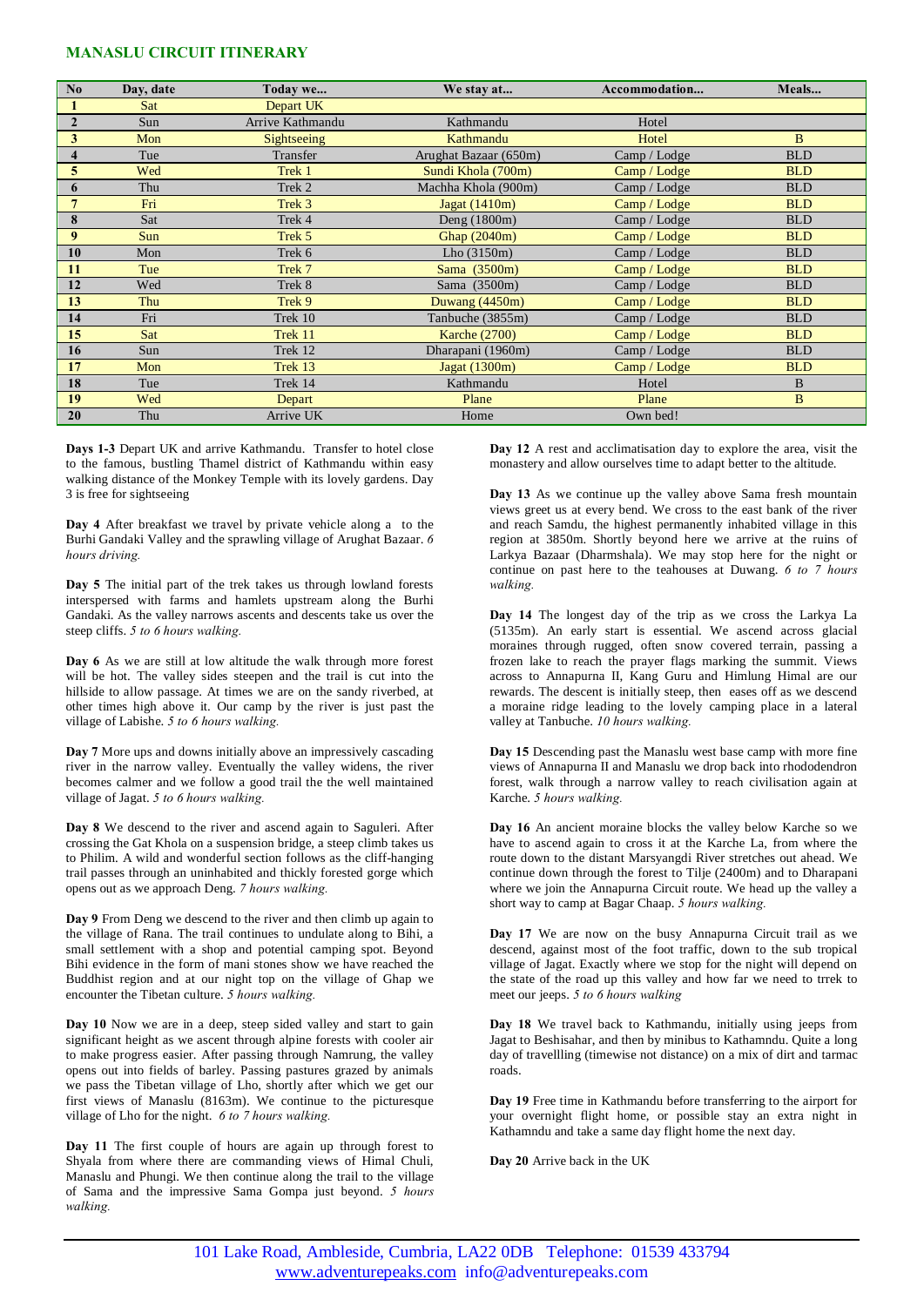## MANASLU CIRCUIT ITINERARY

| No | Day, date | Today we... | We stay at... | Accommodation... | Meals... |
|---|---|---|---|---|---|
| 1 | Sat | Depart UK | | | |
| 2 | Sun | Arrive Kathmandu | Kathmandu | Hotel | |
| 3 | Mon | Sightseeing | Kathmandu | Hotel | B |
| 4 | Tue | Transfer | Arughat Bazaar (650m) | Camp / Lodge | BLD |
| 5 | Wed | Trek 1 | Sundi Khola (700m) | Camp / Lodge | BLD |
| 6 | Thu | Trek 2 | Machha Khola (900m) | Camp / Lodge | BLD |
| 7 | Fri | Trek 3 | Jagat (1410m) | Camp / Lodge | BLD |
| 8 | Sat | Trek 4 | Deng (1800m) | Camp / Lodge | BLD |
| 9 | Sun | Trek 5 | Ghap (2040m) | Camp / Lodge | BLD |
| 10 | Mon | Trek 6 | Lho (3150m) | Camp / Lodge | BLD |
| 11 | Tue | Trek 7 | Sama (3500m) | Camp / Lodge | BLD |
| 12 | Wed | Trek 8 | Sama (3500m) | Camp / Lodge | BLD |
| 13 | Thu | Trek 9 | Duwang (4450m) | Camp / Lodge | BLD |
| 14 | Fri | Trek 10 | Tanbuche (3855m) | Camp / Lodge | BLD |
| 15 | Sat | Trek 11 | Karche (2700) | Camp / Lodge | BLD |
| 16 | Sun | Trek 12 | Dharapani (1960m) | Camp / Lodge | BLD |
| 17 | Mon | Trek 13 | Jagat (1300m) | Camp / Lodge | BLD |
| 18 | Tue | Trek 14 | Kathmandu | Hotel | B |
| 19 | Wed | Depart | Plane | Plane | B |
| 20 | Thu | Arrive UK | Home | Own bed! | |

**Days 1-3** Depart UK and arrive Kathmandu. Transfer to hotel close to the famous, bustling Thamel district of Kathmandu within easy walking distance of the Monkey Temple with its lovely gardens. Day 3 is free for sightseeing

**Day 4** After breakfast we travel by private vehicle along a to the Burhi Gandaki Valley and the sprawling village of Arughat Bazaar. *6 hours driving.*

**Day 5** The initial part of the trek takes us through lowland forests interspersed with farms and hamlets upstream along the Burhi Gandaki. As the valley narrows ascents and descents take us over the steep cliffs. *5 to 6 hours walking.*

**Day 6** As we are still at low altitude the walk through more forest will be hot. The valley sides steepen and the trail is cut into the hillside to allow passage. At times we are on the sandy riverbed, at other times high above it. Our camp by the river is just past the village of Labishe. *5 to 6 hours walking.*

**Day 7** More ups and downs initially above an impressively cascading river in the narrow valley. Eventually the valley widens, the river becomes calmer and we follow a good trail the the well maintained village of Jagat. *5 to 6 hours walking.*

**Day 8** We descend to the river and ascend again to Saguleri. After crossing the Gat Khola on a suspension bridge, a steep climb takes us to Philim. A wild and wonderful section follows as the cliff-hanging trail passes through an uninhabited and thickly forested gorge which opens out as we approach Deng. *7 hours walking.*

**Day 9** From Deng we descend to the river and then climb up again to the village of Rana. The trail continues to undulate along to Bihi, a small settlement with a shop and potential camping spot. Beyond Bihi evidence in the form of mani stones show we have reached the Buddhist region and at our night top on the village of Ghap we encounter the Tibetan culture. *5 hours walking.*

**Day 10** Now we are in a deep, steep sided valley and start to gain significant height as we ascent through alpine forests with cooler air to make progress easier. After passing through Namrung, the valley opens out into fields of barley. Passing pastures grazed by animals we pass the Tibetan village of Lho, shortly after which we get our first views of Manaslu (8163m). We continue to the picturesque village of Lho for the night. *6 to 7 hours walking.*

**Day 11** The first couple of hours are again up through forest to Shyala from where there are commanding views of Himal Chuli, Manaslu and Phungi. We then continue along the trail to the village of Sama and the impressive Sama Gompa just beyond. *5 hours walking.*

**Day 12** A rest and acclimatisation day to explore the area, visit the monastery and allow ourselves time to adapt better to the altitude.

**Day 13** As we continue up the valley above Sama fresh mountain views greet us at every bend. We cross to the east bank of the river and reach Samdu, the highest permanently inhabited village in this region at 3850m. Shortly beyond here we arrive at the ruins of Larkya Bazaar (Dharmshala). We may stop here for the night or continue on past here to the teahouses at Duwang. *6 to 7 hours walking.*

**Day 14** The longest day of the trip as we cross the Larkya La (5135m). An early start is essential. We ascend across glacial moraines through rugged, often snow covered terrain, passing a frozen lake to reach the prayer flags marking the summit. Views across to Annapurna II, Kang Guru and Himlung Himal are our rewards. The descent is initially steep, then eases off as we descend a moraine ridge leading to the lovely camping place in a lateral valley at Tanbuche. *10 hours walking.*

**Day 15** Descending past the Manaslu west base camp with more fine views of Annapurna II and Manaslu we drop back into rhododendron forest, walk through a narrow valley to reach civilisation again at Karche. *5 hours walking.*

**Day 16** An ancient moraine blocks the valley below Karche so we have to ascend again to cross it at the Karche La, from where the route down to the distant Marsyangdi River stretches out ahead. We continue down through the forest to Tilje (2400m) and to Dharapani where we join the Annapurna Circuit route. We head up the valley a short way to camp at Bagar Chaap. *5 hours walking.*

**Day 17** We are now on the busy Annapurna Circuit trail as we descend, against most of the foot traffic, down to the sub tropical village of Jagat. Exactly where we stop for the night will depend on the state of the road up this valley and how far we need to trrek to meet our jeeps. *5 to 6 hours walking*

**Day 18** We travel back to Kathmandu, initially using jeeps from Jagat to Beshisahar, and then by minibus to Kathamndu. Quite a long day of travellling (timewise not distance) on a mix of dirt and tarmac roads.

**Day 19** Free time in Kathmandu before transferring to the airport for your overnight flight home, or possible stay an extra night in Kathamndu and take a same day flight home the next day.

**Day 20** Arrive back in the UK

101 Lake Road, Ambleside, Cumbria, LA22 0DB Telephone: 01539 433794
www.adventurepeaks.com info@adventurepeaks.com